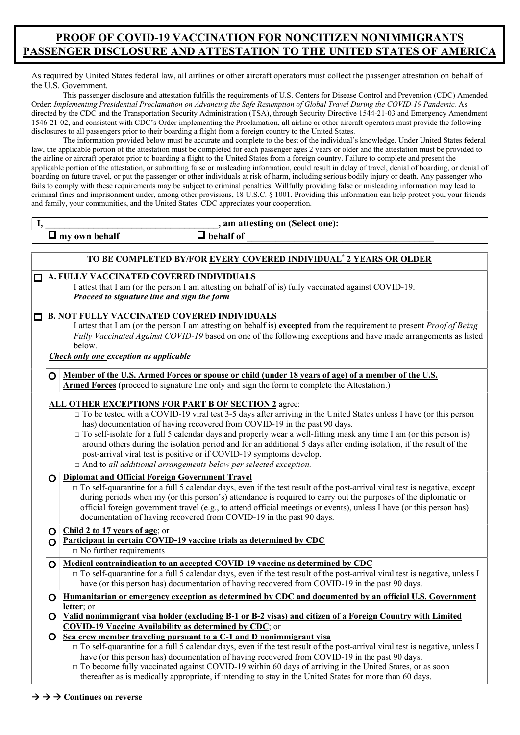# PROOF OF COVID-19 VACCINATION FOR NONCITIZEN NONIMMIGRANTS PASSENGER DISCLOSURE AND ATTESTATION TO THE UNITED STATES OF AMERICA

As required by United States federal law, all airlines or other aircraft operators must collect the passenger attestation on behalf of the U.S. Government.

This passenger disclosure and attestation fulfills the requirements of U.S. Centers for Disease Control and Prevention (CDC) Amended Order: *Implementing Presidential Proclamation on Advancing the Safe Resumption of Global Travel During the COVID-19 Pandemic.* As directed by the CDC and the Transportation Security Administration (TSA), through Security Directive 1544-21-03 and Emergency Amendment 1546-21-02, and consistent with CDC's Order implementing the Proclamation, all airline or other aircraft operators must provide the following disclosures to all passengers prior to their boarding a flight from a foreign country to the United States.

The information provided below must be accurate and complete to the best of the individual's knowledge. Under United States federal law, the applicable portion of the attestation must be completed for each passenger ages 2 years or older and the attestation must be provided to the airline or aircraft operator prior to boarding a flight to the United States from a foreign country. Failure to complete and present the applicable portion of the attestation, or submitting false or misleading information, could result in delay of travel, denial of boarding, or denial of boarding on future travel, or put the passenger or other individuals at risk of harm, including serious bodily injury or death. Any passenger who fails to comply with these requirements may be subject to criminal penalties. Willfully providing false or misleading information may lead to criminal fines and imprisonment under, among other provisions, 18 U.S.C. § 1001. Providing this information can help protect you, your friends and family, your communities, and the United States. CDC appreciates your cooperation.

**I, ______________________________, am attesting on (Select one):**

☐ **my own behalf** ☐ **behalf of ______________________________**

## TO BE COMPLETED BY/FOR EVERY COVERED INDIVIDUAL* 2 YEARS OR OLDER

☐ **A. FULLY VACCINATED COVERED INDIVIDUALS**

I attest that I am (or the person I am attesting on behalf of is) fully vaccinated against COVID-19.

***Proceed to signature line and sign the form***

☐ **B. NOT FULLY VACCINATED COVERED INDIVIDUALS**

I attest that I am (or the person I am attesting on behalf is) **excepted** from the requirement to present *Proof of Being Fully Vaccinated Against COVID-19* based on one of the following exceptions and have made arrangements as listed below.

***Check only one exception as applicable***

○ **Member of the U.S. Armed Forces or spouse or child (under 18 years of age) of a member of the U.S. Armed Forces** (proceed to signature line only and sign the form to complete the Attestation.)

**ALL OTHER EXCEPTIONS FOR PART B OF SECTION 2** agree:

- □ To be tested with a COVID-19 viral test 3-5 days after arriving in the United States unless I have (or this person has) documentation of having recovered from COVID-19 in the past 90 days.
- □ To self-isolate for a full 5 calendar days and properly wear a well-fitting mask any time I am (or this person is) around others during the isolation period and for an additional 5 days after ending isolation, if the result of the post-arrival viral test is positive or if COVID-19 symptoms develop.
- □ And to *all additional arrangements below per selected exception.*

○ **Diplomat and Official Foreign Government Travel**

- □ To self-quarantine for a full 5 calendar days, even if the test result of the post-arrival viral test is negative, except during periods when my (or this person's) attendance is required to carry out the purposes of the diplomatic or official foreign government travel (e.g., to attend official meetings or events), unless I have (or this person has) documentation of having recovered from COVID-19 in the past 90 days.

○ **Child 2 to 17 years of age**; or

○ **Participant in certain COVID-19 vaccine trials as determined by CDC**

- □ No further requirements

○ **Medical contraindication to an accepted COVID-19 vaccine as determined by CDC**

- □ To self-quarantine for a full 5 calendar days, even if the test result of the post-arrival viral test is negative, unless I have (or this person has) documentation of having recovered from COVID-19 in the past 90 days.

○ **Humanitarian or emergency exception as determined by CDC and documented by an official U.S. Government letter**; or

○ **Valid nonimmigrant visa holder (excluding B-1 or B-2 visas) and citizen of a Foreign Country with Limited COVID-19 Vaccine Availability as determined by CDC**; or

○ **Sea crew member traveling pursuant to a C-1 and D nonimmigrant visa**

- □ To self-quarantine for a full 5 calendar days, even if the test result of the post-arrival viral test is negative, unless I have (or this person has) documentation of having recovered from COVID-19 in the past 90 days.
- □ To become fully vaccinated against COVID-19 within 60 days of arriving in the United States, or as soon thereafter as is medically appropriate, if intending to stay in the United States for more than 60 days.

→ → → **Continues on reverse**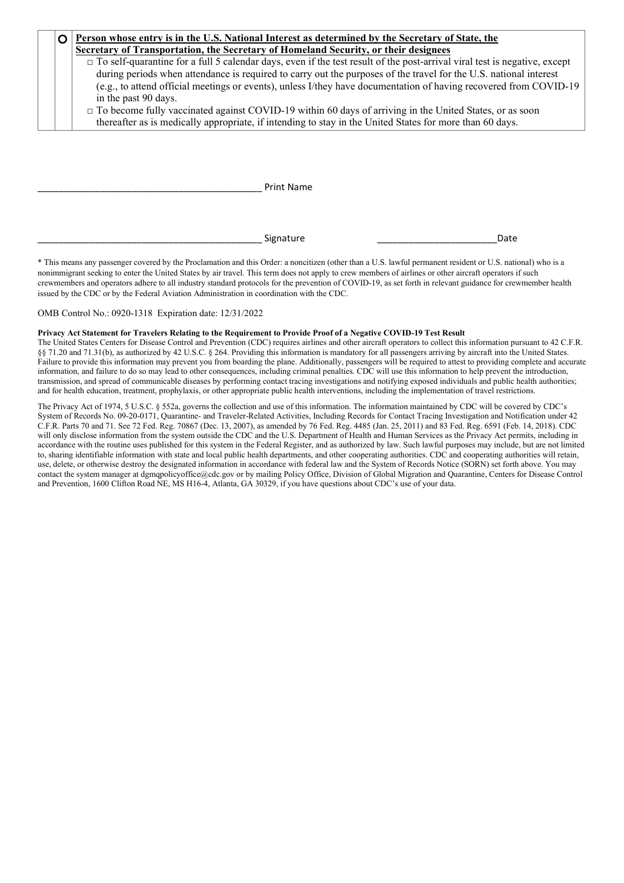○ **Person whose entry is in the U.S. National Interest as determined by the Secretary of State, the Secretary of Transportation, the Secretary of Homeland Security, or their designees**

- □ To self-quarantine for a full 5 calendar days, even if the test result of the post-arrival viral test is negative, except during periods when attendance is required to carry out the purposes of the travel for the U.S. national interest (e.g., to attend official meetings or events), unless I/they have documentation of having recovered from COVID-19 in the past 90 days.
- □ To become fully vaccinated against COVID-19 within 60 days of arriving in the United States, or as soon thereafter as is medically appropriate, if intending to stay in the United States for more than 60 days.

____________________________________________ Print Name

____________________________________________ Signature ________________________Date

* This means any passenger covered by the Proclamation and this Order: a noncitizen (other than a U.S. lawful permanent resident or U.S. national) who is a nonimmigrant seeking to enter the United States by air travel. This term does not apply to crew members of airlines or other aircraft operators if such crewmembers and operators adhere to all industry standard protocols for the prevention of COVID-19, as set forth in relevant guidance for crewmember health issued by the CDC or by the Federal Aviation Administration in coordination with the CDC.

OMB Control No.: 0920-1318 Expiration date: 12/31/2022

**Privacy Act Statement for Travelers Relating to the Requirement to Provide Proof of a Negative COVID-19 Test Result**

The United States Centers for Disease Control and Prevention (CDC) requires airlines and other aircraft operators to collect this information pursuant to 42 C.F.R. §§ 71.20 and 71.31(b), as authorized by 42 U.S.C. § 264. Providing this information is mandatory for all passengers arriving by aircraft into the United States. Failure to provide this information may prevent you from boarding the plane. Additionally, passengers will be required to attest to providing complete and accurate information, and failure to do so may lead to other consequences, including criminal penalties. CDC will use this information to help prevent the introduction, transmission, and spread of communicable diseases by performing contact tracing investigations and notifying exposed individuals and public health authorities; and for health education, treatment, prophylaxis, or other appropriate public health interventions, including the implementation of travel restrictions.

The Privacy Act of 1974, 5 U.S.C. § 552a, governs the collection and use of this information. The information maintained by CDC will be covered by CDC's System of Records No. 09-20-0171, Quarantine- and Traveler-Related Activities, Including Records for Contact Tracing Investigation and Notification under 42 C.F.R. Parts 70 and 71. See 72 Fed. Reg. 70867 (Dec. 13, 2007), as amended by 76 Fed. Reg. 4485 (Jan. 25, 2011) and 83 Fed. Reg. 6591 (Feb. 14, 2018). CDC will only disclose information from the system outside the CDC and the U.S. Department of Health and Human Services as the Privacy Act permits, including in accordance with the routine uses published for this system in the Federal Register, and as authorized by law. Such lawful purposes may include, but are not limited to, sharing identifiable information with state and local public health departments, and other cooperating authorities. CDC and cooperating authorities will retain, use, delete, or otherwise destroy the designated information in accordance with federal law and the System of Records Notice (SORN) set forth above. You may contact the system manager at dgmqpolicyoffice@cdc.gov or by mailing Policy Office, Division of Global Migration and Quarantine, Centers for Disease Control and Prevention, 1600 Clifton Road NE, MS H16-4, Atlanta, GA 30329, if you have questions about CDC's use of your data.